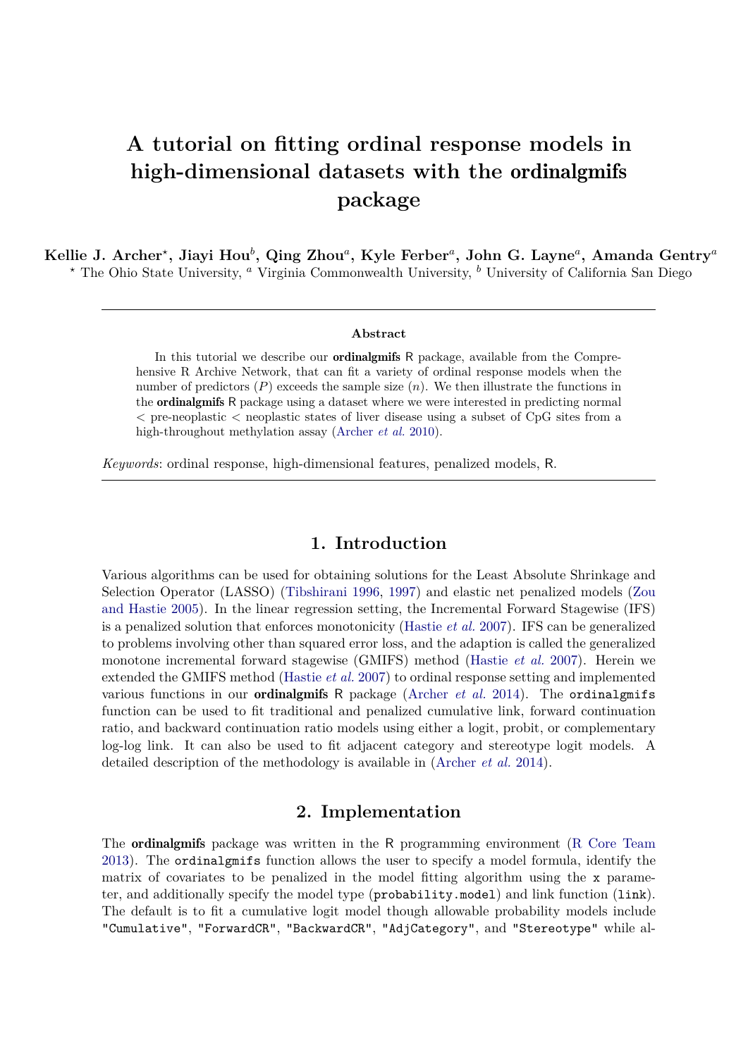# A tutorial on fitting ordinal response models in high-dimensional datasets with the ordinalgmifs package

**Kellie J. Archer[⋆], Jiayi Hou[b], Qing Zhou[a], Kyle Ferber[a], John G. Layne[a], Amanda Gentry[a]**

[⋆] The Ohio State University, [a] Virginia Commonwealth University, [b] University of California San Diego

---

**Abstract**

In this tutorial we describe our **ordinalgmifs** R package, available from the Comprehensive R Archive Network, that can fit a variety of ordinal response models when the number of predictors ($P$) exceeds the sample size ($n$). We then illustrate the functions in the **ordinalgmifs** R package using a dataset where we were interested in predicting normal < pre-neoplastic < neoplastic states of liver disease using a subset of CpG sites from a high-throughout methylation assay (Archer *et al.* 2010).

*Keywords*: ordinal response, high-dimensional features, penalized models, R.

---

## 1. Introduction

Various algorithms can be used for obtaining solutions for the Least Absolute Shrinkage and Selection Operator (LASSO) (Tibshirani 1996, 1997) and elastic net penalized models (Zou and Hastie 2005). In the linear regression setting, the Incremental Forward Stagewise (IFS) is a penalized solution that enforces monotonicity (Hastie *et al.* 2007). IFS can be generalized to problems involving other than squared error loss, and the adaption is called the generalized monotone incremental forward stagewise (GMIFS) method (Hastie *et al.* 2007). Herein we extended the GMIFS method (Hastie *et al.* 2007) to ordinal response setting and implemented various functions in our **ordinalgmifs** R package (Archer *et al.* 2014). The `ordinalgmifs` function can be used to fit traditional and penalized cumulative link, forward continuation ratio, and backward continuation ratio models using either a logit, probit, or complementary log-log link. It can also be used to fit adjacent category and stereotype logit models. A detailed description of the methodology is available in (Archer *et al.* 2014).

## 2. Implementation

The **ordinalgmifs** package was written in the R programming environment (R Core Team 2013). The `ordinalgmifs` function allows the user to specify a model formula, identify the matrix of covariates to be penalized in the model fitting algorithm using the `x` parameter, and additionally specify the model type (`probability.model`) and link function (`link`). The default is to fit a cumulative logit model though allowable probability models include `"Cumulative"`, `"ForwardCR"`, `"BackwardCR"`, `"AdjCategory"`, and `"Stereotype"` while al-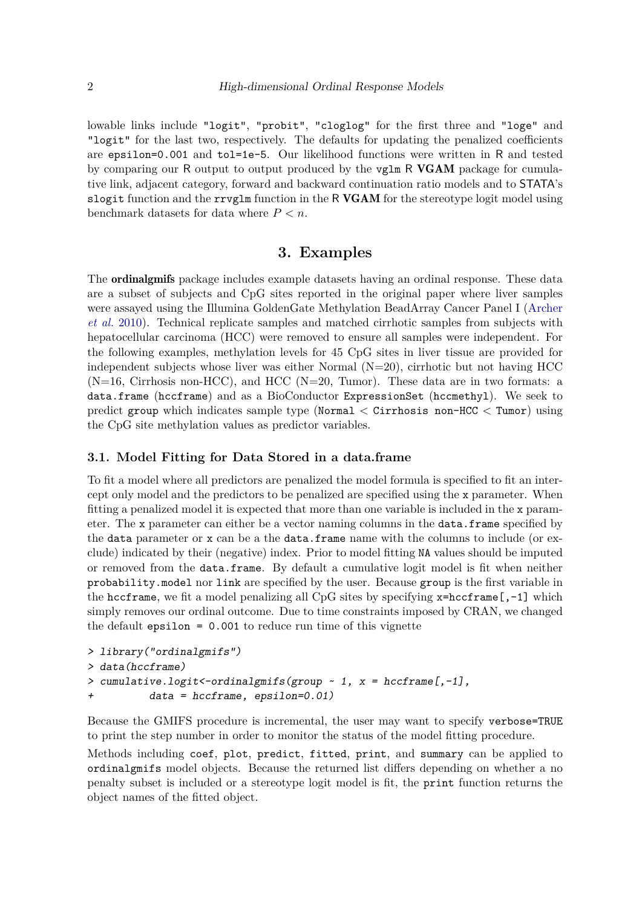lowable links include `"logit"`, `"probit"`, `"cloglog"` for the first three and `"loge"` and `"logit"` for the last two, respectively. The defaults for updating the penalized coefficients are `epsilon=0.001` and `tol=1e-5`. Our likelihood functions were written in R and tested by comparing our R output to output produced by the `vglm` R **VGAM** package for cumulative link, adjacent category, forward and backward continuation ratio models and to STATA's `slogit` function and the `rrvglm` function in the R **VGAM** for the stereotype logit model using benchmark datasets for data where $P < n$.

## 3. Examples

The **ordinalgmifs** package includes example datasets having an ordinal response. These data are a subset of subjects and CpG sites reported in the original paper where liver samples were assayed using the Illumina GoldenGate Methylation BeadArray Cancer Panel I (Archer *et al.* 2010). Technical replicate samples and matched cirrhotic samples from subjects with hepatocellular carcinoma (HCC) were removed to ensure all samples were independent. For the following examples, methylation levels for 45 CpG sites in liver tissue are provided for independent subjects whose liver was either Normal (N=20), cirrhotic but not having HCC (N=16, Cirrhosis non-HCC), and HCC (N=20, Tumor). These data are in two formats: a `data.frame` (`hccframe`) and as a BioConductor `ExpressionSet` (`hccmethyl`). We seek to predict `group` which indicates sample type (`Normal` < `Cirrhosis non-HCC` < `Tumor`) using the CpG site methylation values as predictor variables.

### 3.1. Model Fitting for Data Stored in a data.frame

To fit a model where all predictors are penalized the model formula is specified to fit an intercept only model and the predictors to be penalized are specified using the `x` parameter. When fitting a penalized model it is expected that more than one variable is included in the `x` parameter. The `x` parameter can either be a vector naming columns in the `data.frame` specified by the `data` parameter or `x` can be a the `data.frame` name with the columns to include (or exclude) indicated by their (negative) index. Prior to model fitting `NA` values should be imputed or removed from the `data.frame`. By default a cumulative logit model is fit when neither `probability.model` nor `link` are specified by the user. Because `group` is the first variable in the `hccframe`, we fit a model penalizing all CpG sites by specifying `x=hccframe[,-1]` which simply removes our ordinal outcome. Due to time constraints imposed by CRAN, we changed the default `epsilon = 0.001` to reduce run time of this vignette

```
> library("ordinalgmifs")
> data(hccframe)
> cumulative.logit<-ordinalgmifs(group ~ 1, x = hccframe[,-1],
+          data = hccframe, epsilon=0.01)
```

Because the GMIFS procedure is incremental, the user may want to specify `verbose=TRUE` to print the step number in order to monitor the status of the model fitting procedure.

Methods including `coef`, `plot`, `predict`, `fitted`, `print`, and `summary` can be applied to `ordinalgmifs` model objects. Because the returned list differs depending on whether a no penalty subset is included or a stereotype logit model is fit, the `print` function returns the object names of the fitted object.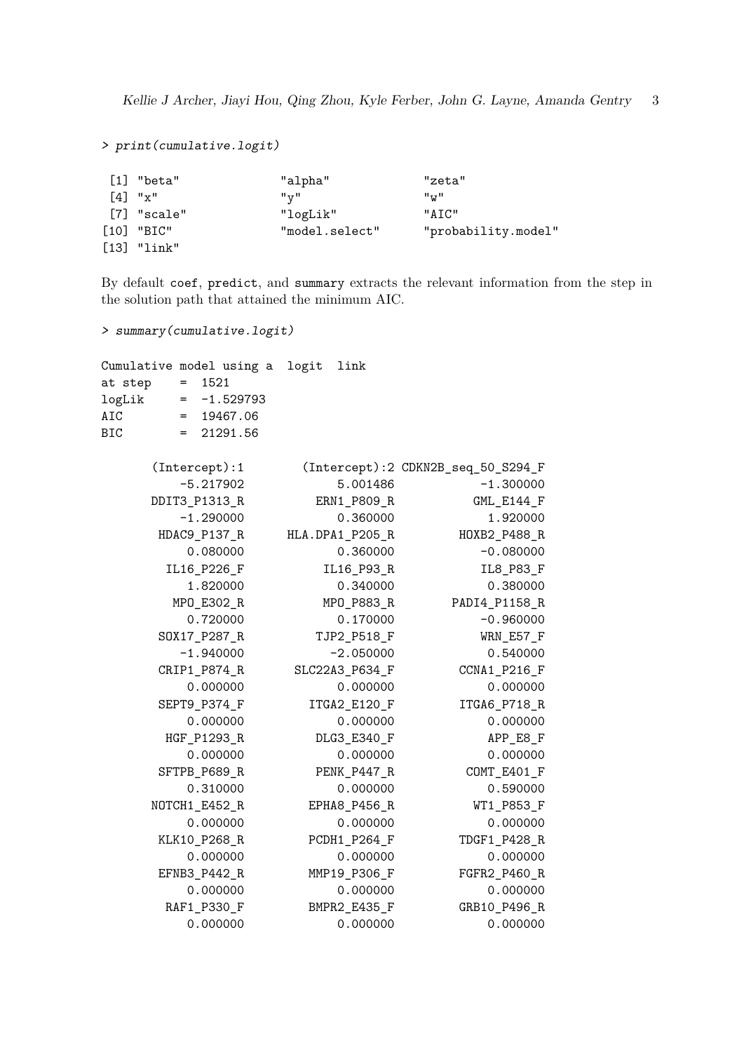```
> print(cumulative.logit)
```

```
 [1] "beta"              "alpha"             "zeta"
 [4] "x"                 "y"                 "w"
 [7] "scale"             "logLik"            "AIC"
[10] "BIC"               "model.select"      "probability.model"
[13] "link"
```

By default `coef`, `predict`, and `summary` extracts the relevant information from the step in the solution path that attained the minimum AIC.

```
> summary(cumulative.logit)
```

```
Cumulative model using a  logit  link
at step    =  1521
logLik     =  -1.529793
AIC        =  19467.06
BIC        =  21291.56

      (Intercept):1       (Intercept):2 CDKN2B_seq_50_S294_F
          -5.217902            5.001486            -1.300000
       DDIT3_P1313_R         ERN1_P809_R            GML_E144_F
          -1.290000            0.360000             1.920000
        HDAC9_P137_R     HLA.DPA1_P205_R          HOXB2_P488_R
           0.080000            0.360000            -0.080000
         IL16_P226_F          IL16_P93_R             IL8_P83_F
           1.820000            0.340000             0.380000
          MPO_E302_R          MPO_P883_R          PADI4_P1158_R
           0.720000            0.170000            -0.960000
        SOX17_P287_R         TJP2_P518_F             WRN_E57_F
          -1.940000           -2.050000             0.540000
        CRIP1_P874_R      SLC22A3_P634_F           CCNA1_P216_F
           0.000000            0.000000             0.000000
        SEPT9_P374_F        ITGA2_E120_F           ITGA6_P718_R
           0.000000            0.000000             0.000000
         HGF_P1293_R         DLG3_E340_F              APP_E8_F
           0.000000            0.000000             0.000000
        SFTPB_P689_R         PENK_P447_R            COMT_E401_F
           0.310000            0.000000             0.590000
       NOTCH1_E452_R        EPHA8_P456_R             WT1_P853_F
           0.000000            0.000000             0.000000
        KLK10_P268_R        PCDH1_P264_F           TDGF1_P428_R
           0.000000            0.000000             0.000000
        EFNB3_P442_R        MMP19_P306_F           FGFR2_P460_R
           0.000000            0.000000             0.000000
         RAF1_P330_F        BMPR2_E435_F           GRB10_P496_R
           0.000000            0.000000             0.000000
```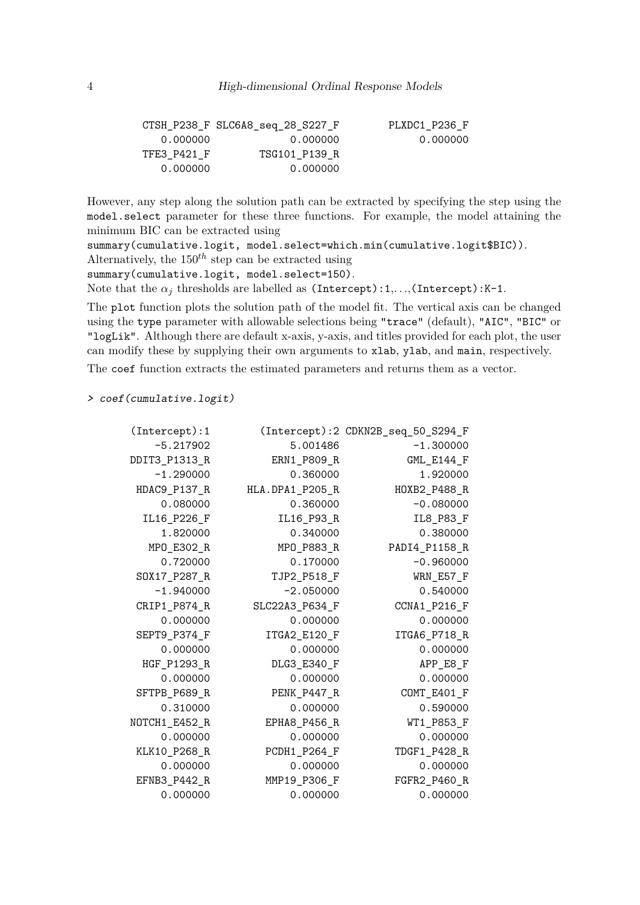```
   CTSH_P238_F SLC6A8_seq_28_S227_F        PLXDC1_P236_F
      0.000000             0.000000             0.000000
    TFE3_P421_F         TSG101_P139_R
      0.000000             0.000000
```

However, any step along the solution path can be extracted by specifying the step using the `model.select` parameter for these three functions. For example, the model attaining the minimum BIC can be extracted using
`summary(cumulative.logit, model.select=which.min(cumulative.logit$BIC))`.
Alternatively, the $150^{th}$ step can be extracted using
`summary(cumulative.logit, model.select=150)`.
Note that the $\alpha_j$ thresholds are labelled as `(Intercept):1`,. . .,`(Intercept):K-1`.

The `plot` function plots the solution path of the model fit. The vertical axis can be changed using the `type` parameter with allowable selections being `"trace"` (default), `"AIC"`, `"BIC"` or `"logLik"`. Although there are default x-axis, y-axis, and titles provided for each plot, the user can modify these by supplying their own arguments to `xlab`, `ylab`, and `main`, respectively.

The `coef` function extracts the estimated parameters and returns them as a vector.

```
> coef(cumulative.logit)

  (Intercept):1        (Intercept):2 CDKN2B_seq_50_S294_F
      -5.217902             5.001486            -1.300000
  DDIT3_P1313_R          ERN1_P809_R           GML_E144_F
      -1.290000             0.360000             1.920000
   HDAC9_P137_R      HLA.DPA1_P205_R         HOXB2_P488_R
       0.080000             0.360000            -0.080000
    IL16_P226_F           IL16_P93_R            IL8_P83_F
       1.820000             0.340000             0.380000
     MPO_E302_R           MPO_P883_R        PADI4_P1158_R
       0.720000             0.170000            -0.960000
   SOX17_P287_R          TJP2_P518_F            WRN_E57_F
      -1.940000            -2.050000             0.540000
   CRIP1_P874_R        SLC22A3_P634_F         CCNA1_P216_F
       0.000000             0.000000             0.000000
   SEPT9_P374_F          ITGA2_E120_F         ITGA6_P718_R
       0.000000             0.000000             0.000000
    HGF_P1293_R           DLG3_E340_F             APP_E8_F
       0.000000             0.000000             0.000000
   SFTPB_P689_R           PENK_P447_R          COMT_E401_F
       0.310000             0.000000             0.590000
  NOTCH1_E452_R          EPHA8_P456_R           WT1_P853_F
       0.000000             0.000000             0.000000
   KLK10_P268_R          PCDH1_P264_F         TDGF1_P428_R
       0.000000             0.000000             0.000000
   EFNB3_P442_R          MMP19_P306_F         FGFR2_P460_R
       0.000000             0.000000             0.000000
```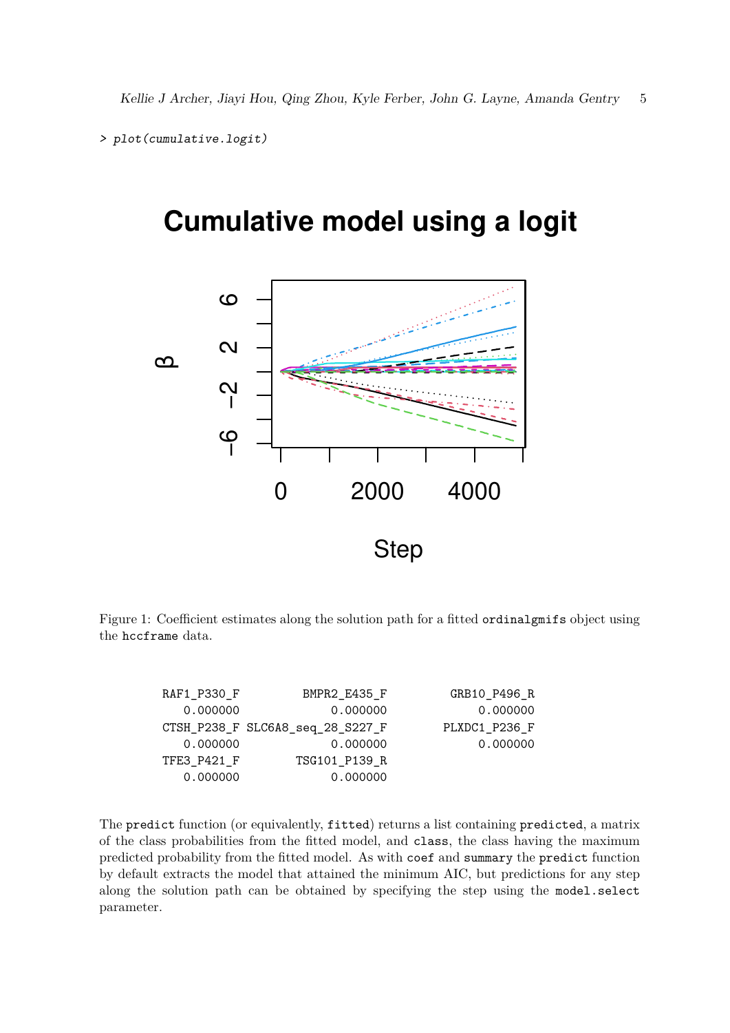```
> plot(cumulative.logit)
```

Figure 1: Coefficient estimates along the solution path for a fitted `ordinalgmifs` object using the `hccframe` data.

```
    RAF1_P330_F          BMPR2_E435_F           GRB10_P496_R
       0.000000              0.000000               0.000000
    CTSH_P238_F SLC6A8_seq_28_S227_F          PLXDC1_P236_F
       0.000000              0.000000               0.000000
    TFE3_P421_F          TSG101_P139_R
       0.000000              0.000000
```

The `predict` function (or equivalently, `fitted`) returns a list containing `predicted`, a matrix of the class probabilities from the fitted model, and `class`, the class having the maximum predicted probability from the fitted model. As with `coef` and `summary` the `predict` function by default extracts the model that attained the minimum AIC, but predictions for any step along the solution path can be obtained by specifying the step using the `model.select` parameter.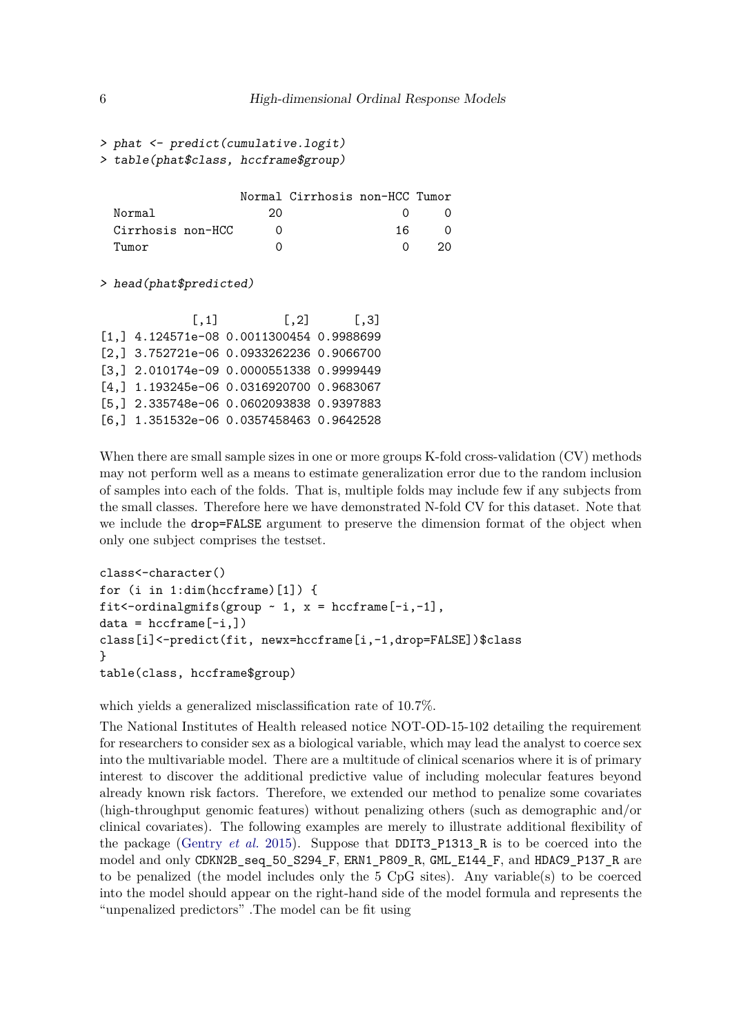```
> phat <- predict(cumulative.logit)
> table(phat$class, hccframe$group)

                   Normal Cirrhosis non-HCC Tumor
  Normal               20                 0     0
  Cirrhosis non-HCC     0                16     0
  Tumor                 0                 0    20
```

```
> head(phat$predicted)

             [,1]         [,2]      [,3]
[1,] 4.124571e-08 0.0011300454 0.9988699
[2,] 3.752721e-06 0.0933262236 0.9066700
[3,] 2.010174e-09 0.0000551338 0.9999449
[4,] 1.193245e-06 0.0316920700 0.9683067
[5,] 2.335748e-06 0.0602093838 0.9397883
[6,] 1.351532e-06 0.0357458463 0.9642528
```

When there are small sample sizes in one or more groups K-fold cross-validation (CV) methods may not perform well as a means to estimate generalization error due to the random inclusion of samples into each of the folds. That is, multiple folds may include few if any subjects from the small classes. Therefore here we have demonstrated N-fold CV for this dataset. Note that we include the `drop=FALSE` argument to preserve the dimension format of the object when only one subject comprises the testset.

```
class<-character()
for (i in 1:dim(hccframe)[1]) {
fit<-ordinalgmifs(group ~ 1, x = hccframe[-i,-1],
data = hccframe[-i,])
class[i]<-predict(fit, newx=hccframe[i,-1,drop=FALSE])$class
}
table(class, hccframe$group)
```

which yields a generalized misclassification rate of 10.7%.

The National Institutes of Health released notice NOT-OD-15-102 detailing the requirement for researchers to consider sex as a biological variable, which may lead the analyst to coerce sex into the multivariable model. There are a multitude of clinical scenarios where it is of primary interest to discover the additional predictive value of including molecular features beyond already known risk factors. Therefore, we extended our method to penalize some covariates (high-throughput genomic features) without penalizing others (such as demographic and/or clinical covariates). The following examples are merely to illustrate additional flexibility of the package (Gentry *et al.* 2015). Suppose that `DDIT3_P1313_R` is to be coerced into the model and only `CDKN2B_seq_50_S294_F`, `ERN1_P809_R`, `GML_E144_F`, and `HDAC9_P137_R` are to be penalized (the model includes only the 5 CpG sites). Any variable(s) to be coerced into the model should appear on the right-hand side of the model formula and represents the "unpenalized predictors" .The model can be fit using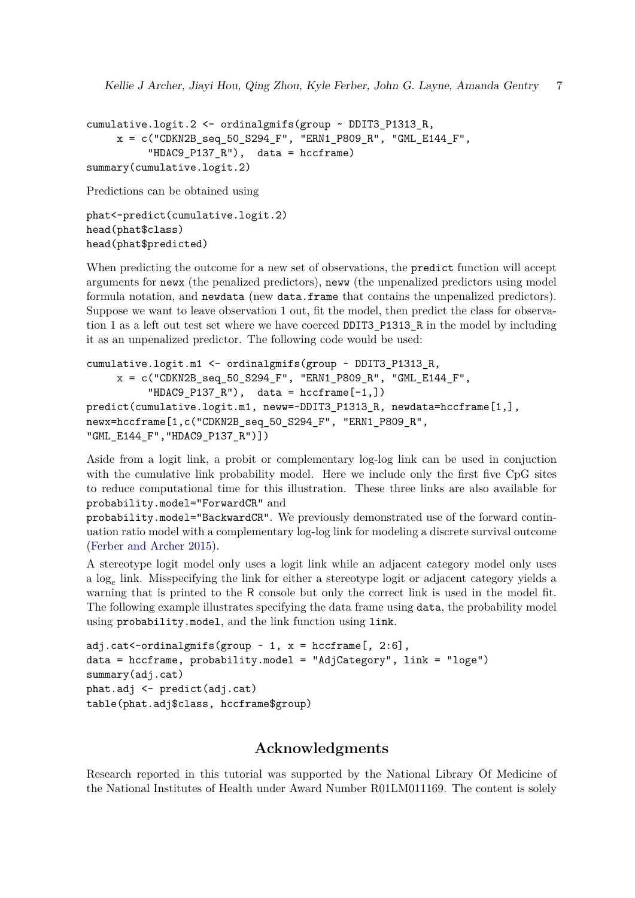```
cumulative.logit.2 <- ordinalgmifs(group ~ DDIT3_P1313_R,
     x = c("CDKN2B_seq_50_S294_F", "ERN1_P809_R", "GML_E144_F",
          "HDAC9_P137_R"),  data = hccframe)
summary(cumulative.logit.2)
```

Predictions can be obtained using

```
phat<-predict(cumulative.logit.2)
head(phat$class)
head(phat$predicted)
```

When predicting the outcome for a new set of observations, the `predict` function will accept arguments for `newx` (the penalized predictors), `neww` (the unpenalized predictors using model formula notation, and `newdata` (new `data.frame` that contains the unpenalized predictors). Suppose we want to leave observation 1 out, fit the model, then predict the class for observation 1 as a left out test set where we have coerced `DDIT3_P1313_R` in the model by including it as an unpenalized predictor. The following code would be used:

```
cumulative.logit.m1 <- ordinalgmifs(group ~ DDIT3_P1313_R,
     x = c("CDKN2B_seq_50_S294_F", "ERN1_P809_R", "GML_E144_F",
          "HDAC9_P137_R"),  data = hccframe[-1,])
predict(cumulative.logit.m1, neww=~DDIT3_P1313_R, newdata=hccframe[1,],
newx=hccframe[1,c("CDKN2B_seq_50_S294_F", "ERN1_P809_R",
"GML_E144_F","HDAC9_P137_R")])
```

Aside from a logit link, a probit or complementary log-log link can be used in conjuction with the cumulative link probability model. Here we include only the first five CpG sites to reduce computational time for this illustration. These three links are also available for `probability.model="ForwardCR"` and `probability.model="BackwardCR"`. We previously demonstrated use of the forward continuation ratio model with a complementary log-log link for modeling a discrete survival outcome (Ferber and Archer 2015).

A stereotype logit model only uses a logit link while an adjacent category model only uses a $\log_e$ link. Misspecifying the link for either a stereotype logit or adjacent category yields a warning that is printed to the R console but only the correct link is used in the model fit. The following example illustrates specifying the data frame using `data`, the probability model using `probability.model`, and the link function using `link`.

```
adj.cat<-ordinalgmifs(group ~ 1, x = hccframe[, 2:6],
data = hccframe, probability.model = "AdjCategory", link = "loge")
summary(adj.cat)
phat.adj <- predict(adj.cat)
table(phat.adj$class, hccframe$group)
```

## Acknowledgments

Research reported in this tutorial was supported by the National Library Of Medicine of the National Institutes of Health under Award Number R01LM011169. The content is solely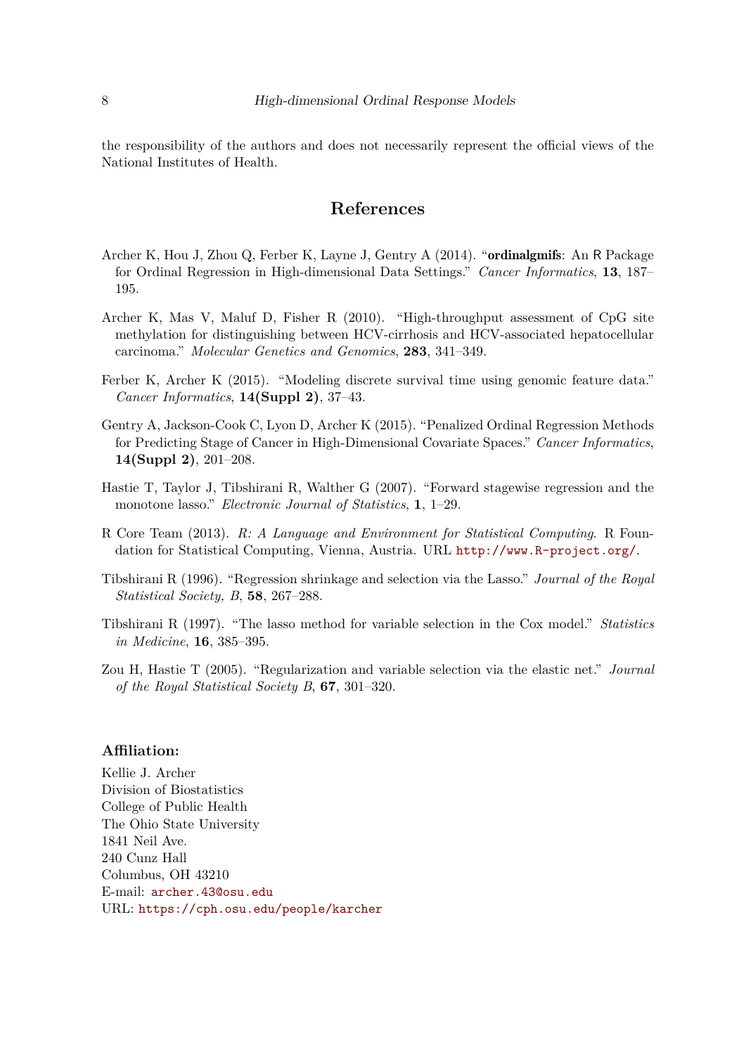the responsibility of the authors and does not necessarily represent the official views of the National Institutes of Health.

## References

Archer K, Hou J, Zhou Q, Ferber K, Layne J, Gentry A (2014). "**ordinalgmifs**: An R Package for Ordinal Regression in High-dimensional Data Settings." *Cancer Informatics*, **13**, 187–195.

Archer K, Mas V, Maluf D, Fisher R (2010). "High-throughput assessment of CpG site methylation for distinguishing between HCV-cirrhosis and HCV-associated hepatocellular carcinoma." *Molecular Genetics and Genomics*, **283**, 341–349.

Ferber K, Archer K (2015). "Modeling discrete survival time using genomic feature data." *Cancer Informatics*, **14(Suppl 2)**, 37–43.

Gentry A, Jackson-Cook C, Lyon D, Archer K (2015). "Penalized Ordinal Regression Methods for Predicting Stage of Cancer in High-Dimensional Covariate Spaces." *Cancer Informatics*, **14(Suppl 2)**, 201–208.

Hastie T, Taylor J, Tibshirani R, Walther G (2007). "Forward stagewise regression and the monotone lasso." *Electronic Journal of Statistics*, **1**, 1–29.

R Core Team (2013). *R: A Language and Environment for Statistical Computing*. R Foundation for Statistical Computing, Vienna, Austria. URL http://www.R-project.org/.

Tibshirani R (1996). "Regression shrinkage and selection via the Lasso." *Journal of the Royal Statistical Society, B*, **58**, 267–288.

Tibshirani R (1997). "The lasso method for variable selection in the Cox model." *Statistics in Medicine*, **16**, 385–395.

Zou H, Hastie T (2005). "Regularization and variable selection via the elastic net." *Journal of the Royal Statistical Society B*, **67**, 301–320.

**Affiliation:**

Kellie J. Archer
Division of Biostatistics
College of Public Health
The Ohio State University
1841 Neil Ave.
240 Cunz Hall
Columbus, OH 43210
E-mail: archer.43@osu.edu
URL: https://cph.osu.edu/people/karcher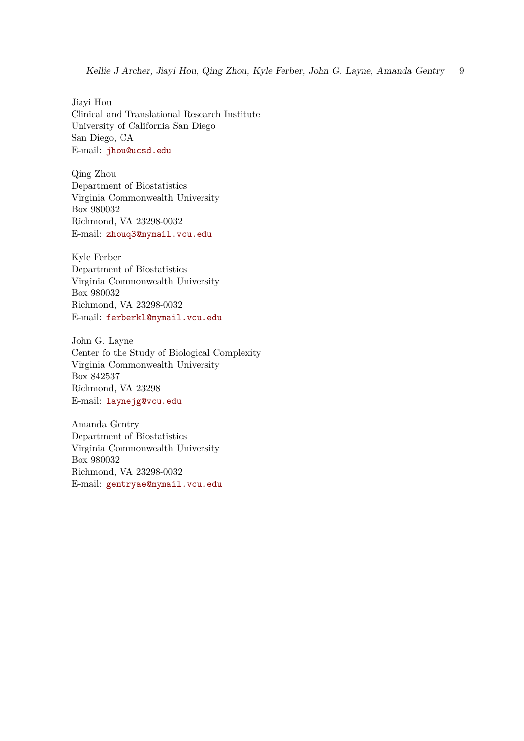Jiayi Hou
Clinical and Translational Research Institute
University of California San Diego
San Diego, CA
E-mail: jhou@ucsd.edu

Qing Zhou
Department of Biostatistics
Virginia Commonwealth University
Box 980032
Richmond, VA 23298-0032
E-mail: zhouq3@mymail.vcu.edu

Kyle Ferber
Department of Biostatistics
Virginia Commonwealth University
Box 980032
Richmond, VA 23298-0032
E-mail: ferberkl@mymail.vcu.edu

John G. Layne
Center fo the Study of Biological Complexity
Virginia Commonwealth University
Box 842537
Richmond, VA 23298
E-mail: laynejg@vcu.edu

Amanda Gentry
Department of Biostatistics
Virginia Commonwealth University
Box 980032
Richmond, VA 23298-0032
E-mail: gentryae@mymail.vcu.edu